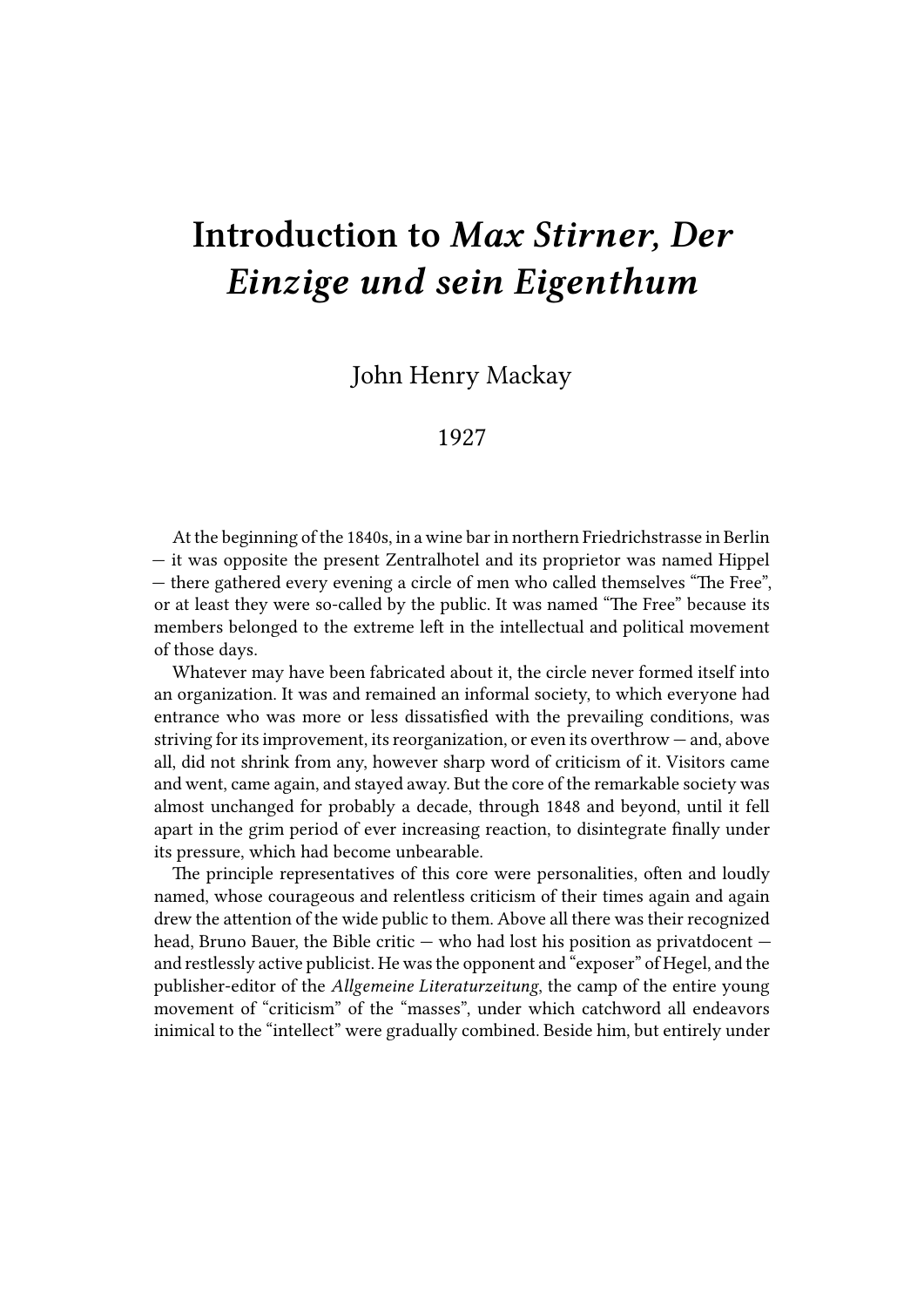# Introduction to *Max Stirner, Der Einzige und sein Eigenthum*

John Henry Mackay

1927

At the beginning of the 1840s, in a wine bar in northern Friedrichstrasse in Berlin — it was opposite the present Zentralhotel and its proprietor was named Hippel — there gathered every evening a circle of men who called themselves "The Free", or at least they were so-called by the public. It was named "The Free" because its members belonged to the extreme left in the intellectual and political movement of those days.

Whatever may have been fabricated about it, the circle never formed itself into an organization. It was and remained an informal society, to which everyone had entrance who was more or less dissatisfied with the prevailing conditions, was striving for its improvement, its reorganization, or even its overthrow — and, above all, did not shrink from any, however sharp word of criticism of it. Visitors came and went, came again, and stayed away. But the core of the remarkable society was almost unchanged for probably a decade, through 1848 and beyond, until it fell apart in the grim period of ever increasing reaction, to disintegrate finally under its pressure, which had become unbearable.

The principle representatives of this core were personalities, often and loudly named, whose courageous and relentless criticism of their times again and again drew the attention of the wide public to them. Above all there was their recognized head, Bruno Bauer, the Bible critic — who had lost his position as privatdocent — and restlessly active publicist. He was the opponent and "exposer" of Hegel, and the publisher-editor of the *Allgemeine Literaturzeitung*, the camp of the entire young movement of "criticism" of the "masses", under which catchword all endeavors inimical to the "intellect" were gradually combined. Beside him, but entirely under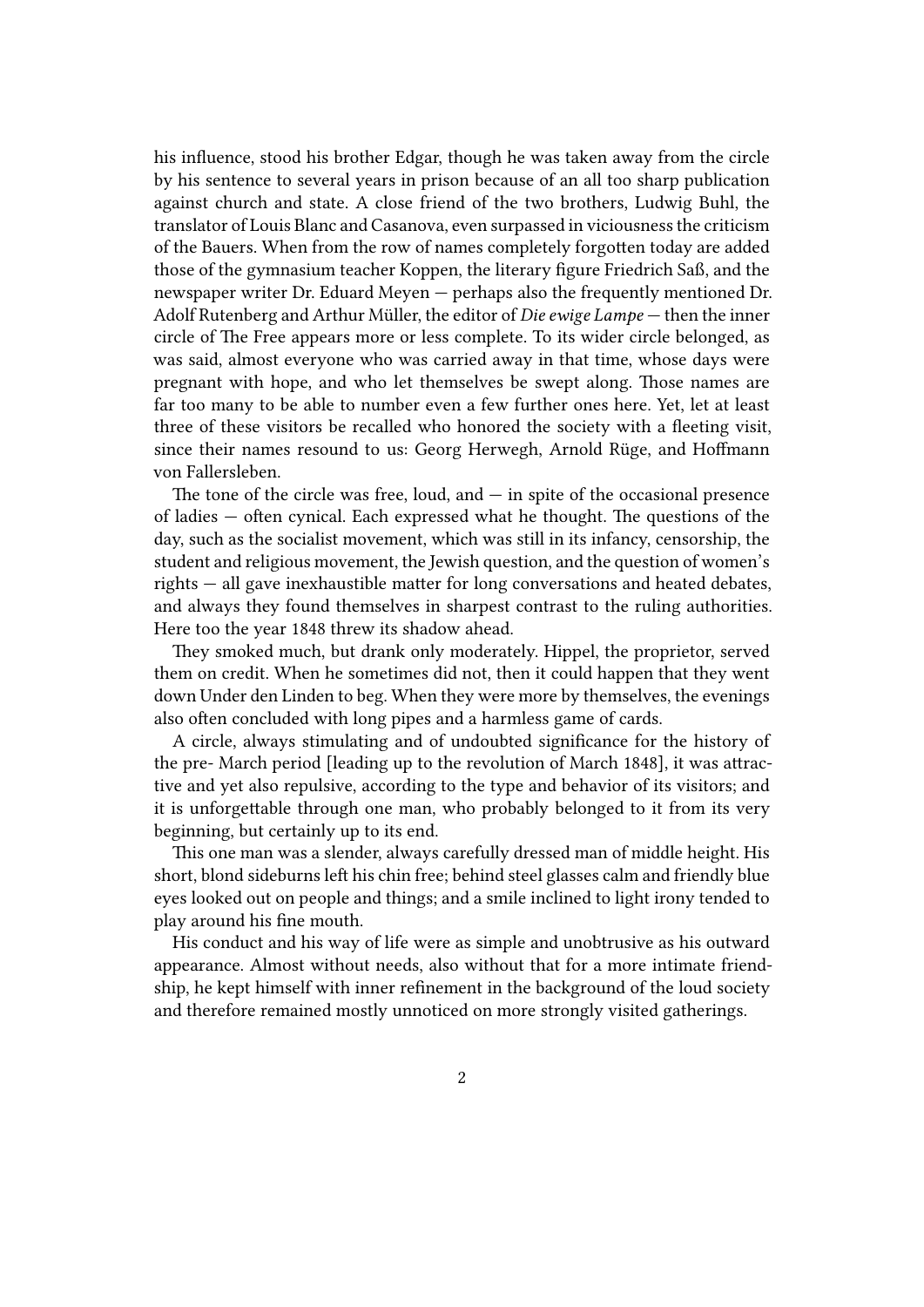his influence, stood his brother Edgar, though he was taken away from the circle by his sentence to several years in prison because of an all too sharp publication against church and state. A close friend of the two brothers, Ludwig Buhl, the translator of Louis Blanc and Casanova, even surpassed in viciousness the criticism of the Bauers. When from the row of names completely forgotten today are added those of the gymnasium teacher Koppen, the literary figure Friedrich Saß, and the newspaper writer Dr. Eduard Meyen — perhaps also the frequently mentioned Dr. Adolf Rutenberg and Arthur Müller, the editor of *Die ewige Lampe* — then the inner circle of The Free appears more or less complete. To its wider circle belonged, as was said, almost everyone who was carried away in that time, whose days were pregnant with hope, and who let themselves be swept along. Those names are far too many to be able to number even a few further ones here. Yet, let at least three of these visitors be recalled who honored the society with a fleeting visit, since their names resound to us: Georg Herwegh, Arnold Rüge, and Hoffmann von Fallersleben.

The tone of the circle was free, loud, and — in spite of the occasional presence of ladies — often cynical. Each expressed what he thought. The questions of the day, such as the socialist movement, which was still in its infancy, censorship, the student and religious movement, the Jewish question, and the question of women's rights — all gave inexhaustible matter for long conversations and heated debates, and always they found themselves in sharpest contrast to the ruling authorities. Here too the year 1848 threw its shadow ahead.

They smoked much, but drank only moderately. Hippel, the proprietor, served them on credit. When he sometimes did not, then it could happen that they went down Under den Linden to beg. When they were more by themselves, the evenings also often concluded with long pipes and a harmless game of cards.

A circle, always stimulating and of undoubted significance for the history of the pre- March period [leading up to the revolution of March 1848], it was attractive and yet also repulsive, according to the type and behavior of its visitors; and it is unforgettable through one man, who probably belonged to it from its very beginning, but certainly up to its end.

This one man was a slender, always carefully dressed man of middle height. His short, blond sideburns left his chin free; behind steel glasses calm and friendly blue eyes looked out on people and things; and a smile inclined to light irony tended to play around his fine mouth.

His conduct and his way of life were as simple and unobtrusive as his outward appearance. Almost without needs, also without that for a more intimate friendship, he kept himself with inner refinement in the background of the loud society and therefore remained mostly unnoticed on more strongly visited gatherings.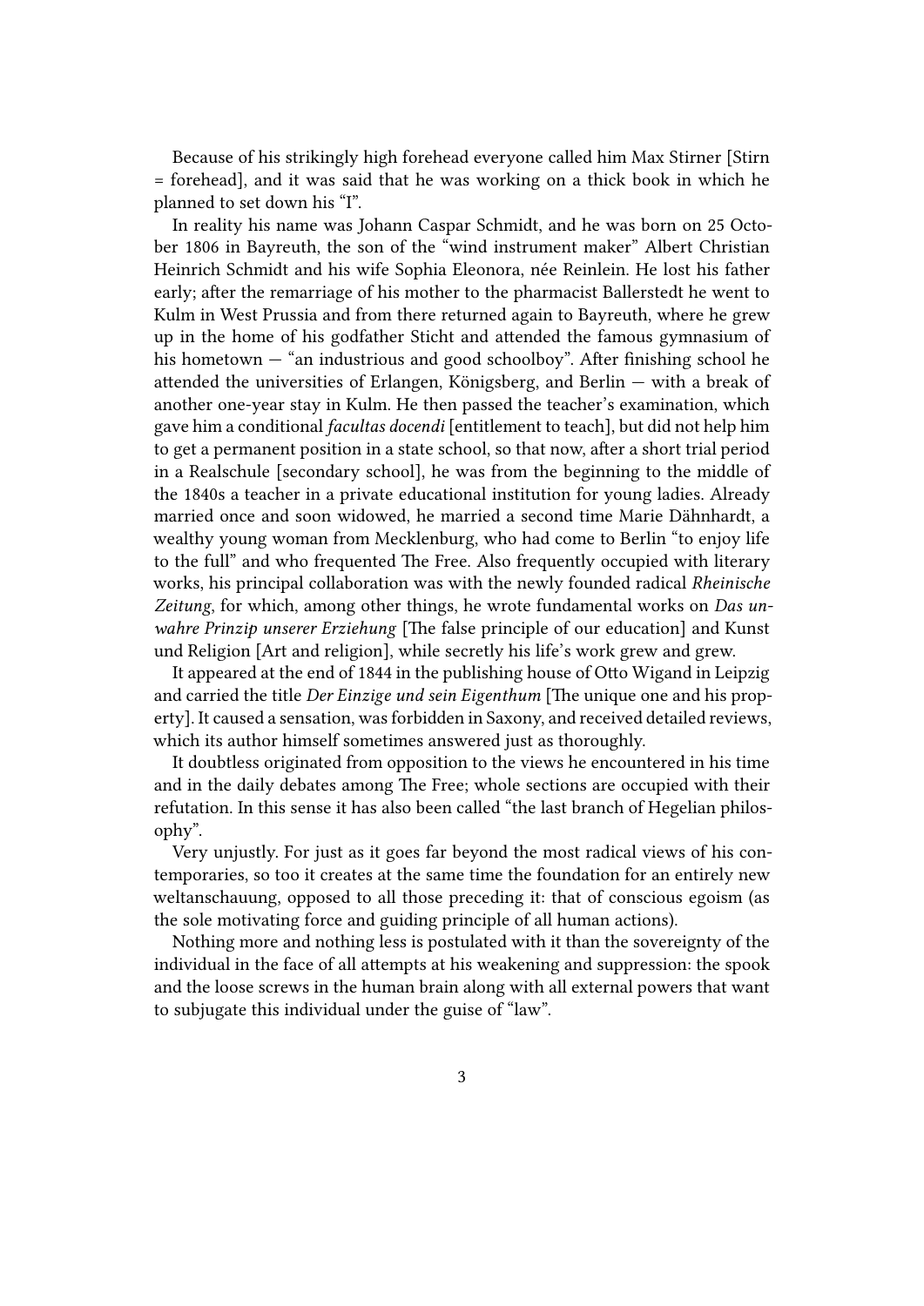Because of his strikingly high forehead everyone called him Max Stirner [Stirn = forehead], and it was said that he was working on a thick book in which he planned to set down his "I".

In reality his name was Johann Caspar Schmidt, and he was born on 25 October 1806 in Bayreuth, the son of the "wind instrument maker" Albert Christian Heinrich Schmidt and his wife Sophia Eleonora, née Reinlein. He lost his father early; after the remarriage of his mother to the pharmacist Ballerstedt he went to Kulm in West Prussia and from there returned again to Bayreuth, where he grew up in the home of his godfather Sticht and attended the famous gymnasium of his hometown — "an industrious and good schoolboy". After finishing school he attended the universities of Erlangen, Königsberg, and Berlin — with a break of another one-year stay in Kulm. He then passed the teacher's examination, which gave him a conditional *facultas docendi* [entitlement to teach], but did not help him to get a permanent position in a state school, so that now, after a short trial period in a Realschule [secondary school], he was from the beginning to the middle of the 1840s a teacher in a private educational institution for young ladies. Already married once and soon widowed, he married a second time Marie Dähnhardt, a wealthy young woman from Mecklenburg, who had come to Berlin "to enjoy life to the full" and who frequented The Free. Also frequently occupied with literary works, his principal collaboration was with the newly founded radical *Rheinische Zeitung*, for which, among other things, he wrote fundamental works on *Das unwahre Prinzip unserer Erziehung* [The false principle of our education] and Kunst und Religion [Art and religion], while secretly his life's work grew and grew.

It appeared at the end of 1844 in the publishing house of Otto Wigand in Leipzig and carried the title *Der Einzige und sein Eigenthum* [The unique one and his property]. It caused a sensation, was forbidden in Saxony, and received detailed reviews, which its author himself sometimes answered just as thoroughly.

It doubtless originated from opposition to the views he encountered in his time and in the daily debates among The Free; whole sections are occupied with their refutation. In this sense it has also been called "the last branch of Hegelian philosophy".

Very unjustly. For just as it goes far beyond the most radical views of his contemporaries, so too it creates at the same time the foundation for an entirely new weltanschauung, opposed to all those preceding it: that of conscious egoism (as the sole motivating force and guiding principle of all human actions).

Nothing more and nothing less is postulated with it than the sovereignty of the individual in the face of all attempts at his weakening and suppression: the spook and the loose screws in the human brain along with all external powers that want to subjugate this individual under the guise of "law".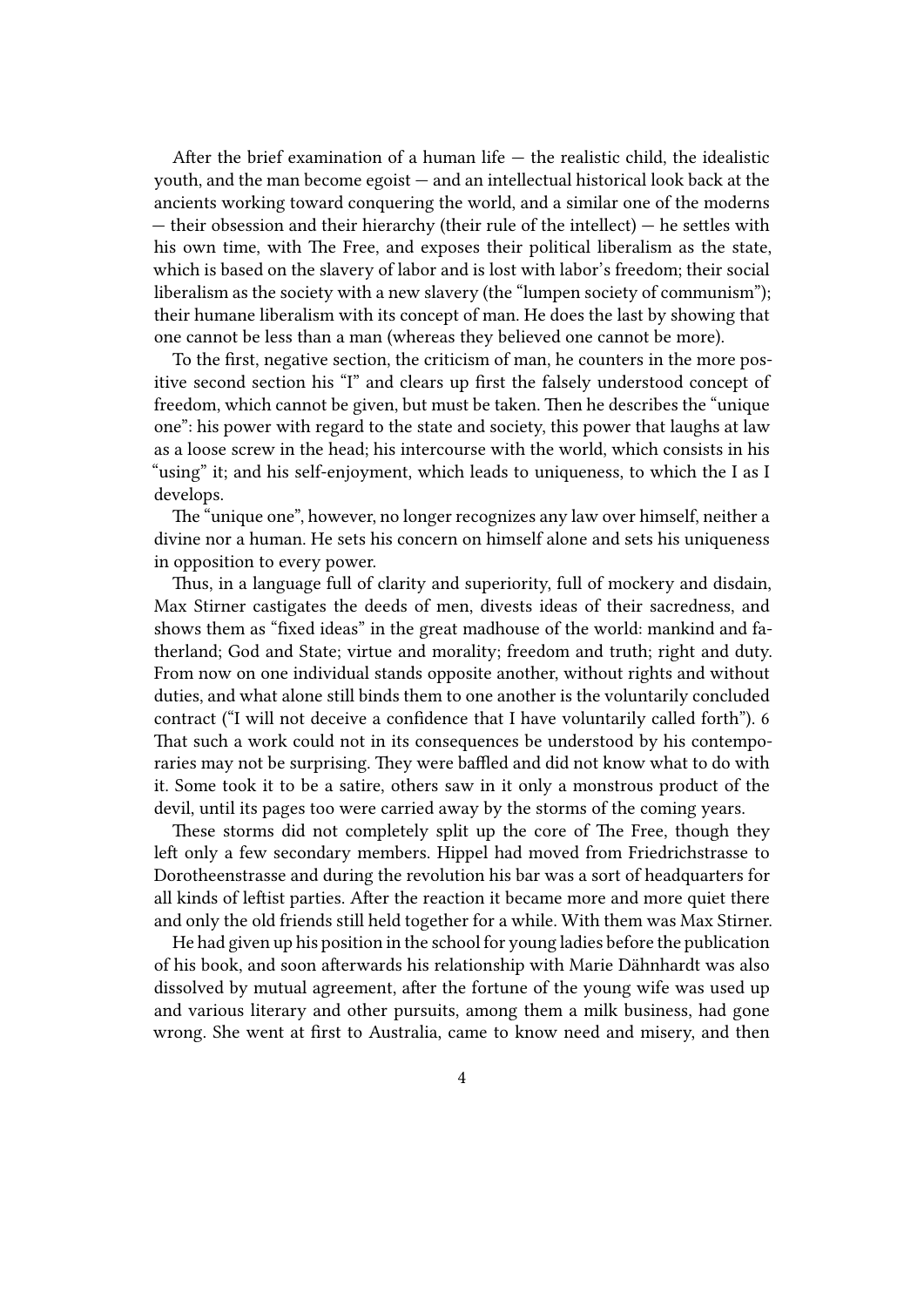After the brief examination of a human life — the realistic child, the idealistic youth, and the man become egoist — and an intellectual historical look back at the ancients working toward conquering the world, and a similar one of the moderns — their obsession and their hierarchy (their rule of the intellect) — he settles with his own time, with The Free, and exposes their political liberalism as the state, which is based on the slavery of labor and is lost with labor's freedom; their social liberalism as the society with a new slavery (the "lumpen society of communism"); their humane liberalism with its concept of man. He does the last by showing that one cannot be less than a man (whereas they believed one cannot be more).

To the first, negative section, the criticism of man, he counters in the more positive second section his "I" and clears up first the falsely understood concept of freedom, which cannot be given, but must be taken. Then he describes the "unique one": his power with regard to the state and society, this power that laughs at law as a loose screw in the head; his intercourse with the world, which consists in his "using" it; and his self-enjoyment, which leads to uniqueness, to which the I as I develops.

The "unique one", however, no longer recognizes any law over himself, neither a divine nor a human. He sets his concern on himself alone and sets his uniqueness in opposition to every power.

Thus, in a language full of clarity and superiority, full of mockery and disdain, Max Stirner castigates the deeds of men, divests ideas of their sacredness, and shows them as "fixed ideas" in the great madhouse of the world: mankind and fatherland; God and State; virtue and morality; freedom and truth; right and duty. From now on one individual stands opposite another, without rights and without duties, and what alone still binds them to one another is the voluntarily concluded contract ("I will not deceive a confidence that I have voluntarily called forth"). 6 That such a work could not in its consequences be understood by his contemporaries may not be surprising. They were baffled and did not know what to do with it. Some took it to be a satire, others saw in it only a monstrous product of the devil, until its pages too were carried away by the storms of the coming years.

These storms did not completely split up the core of The Free, though they left only a few secondary members. Hippel had moved from Friedrichstrasse to Dorotheenstrasse and during the revolution his bar was a sort of headquarters for all kinds of leftist parties. After the reaction it became more and more quiet there and only the old friends still held together for a while. With them was Max Stirner.

He had given up his position in the school for young ladies before the publication of his book, and soon afterwards his relationship with Marie Dähnhardt was also dissolved by mutual agreement, after the fortune of the young wife was used up and various literary and other pursuits, among them a milk business, had gone wrong. She went at first to Australia, came to know need and misery, and then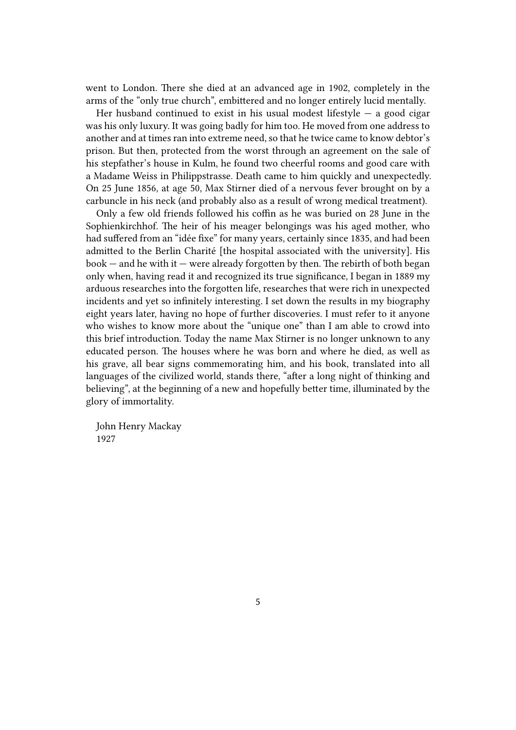went to London. There she died at an advanced age in 1902, completely in the arms of the "only true church", embittered and no longer entirely lucid mentally.

Her husband continued to exist in his usual modest lifestyle — a good cigar was his only luxury. It was going badly for him too. He moved from one address to another and at times ran into extreme need, so that he twice came to know debtor's prison. But then, protected from the worst through an agreement on the sale of his stepfather's house in Kulm, he found two cheerful rooms and good care with a Madame Weiss in Philippstrasse. Death came to him quickly and unexpectedly. On 25 June 1856, at age 50, Max Stirner died of a nervous fever brought on by a carbuncle in his neck (and probably also as a result of wrong medical treatment).

Only a few old friends followed his coffin as he was buried on 28 June in the Sophienkirchhof. The heir of his meager belongings was his aged mother, who had suffered from an "idée fixe" for many years, certainly since 1835, and had been admitted to the Berlin Charité [the hospital associated with the university]. His book — and he with it — were already forgotten by then. The rebirth of both began only when, having read it and recognized its true significance, I began in 1889 my arduous researches into the forgotten life, researches that were rich in unexpected incidents and yet so infinitely interesting. I set down the results in my biography eight years later, having no hope of further discoveries. I must refer to it anyone who wishes to know more about the "unique one" than I am able to crowd into this brief introduction. Today the name Max Stirner is no longer unknown to any educated person. The houses where he was born and where he died, as well as his grave, all bear signs commemorating him, and his book, translated into all languages of the civilized world, stands there, "after a long night of thinking and believing", at the beginning of a new and hopefully better time, illuminated by the glory of immortality.

John Henry Mackay
1927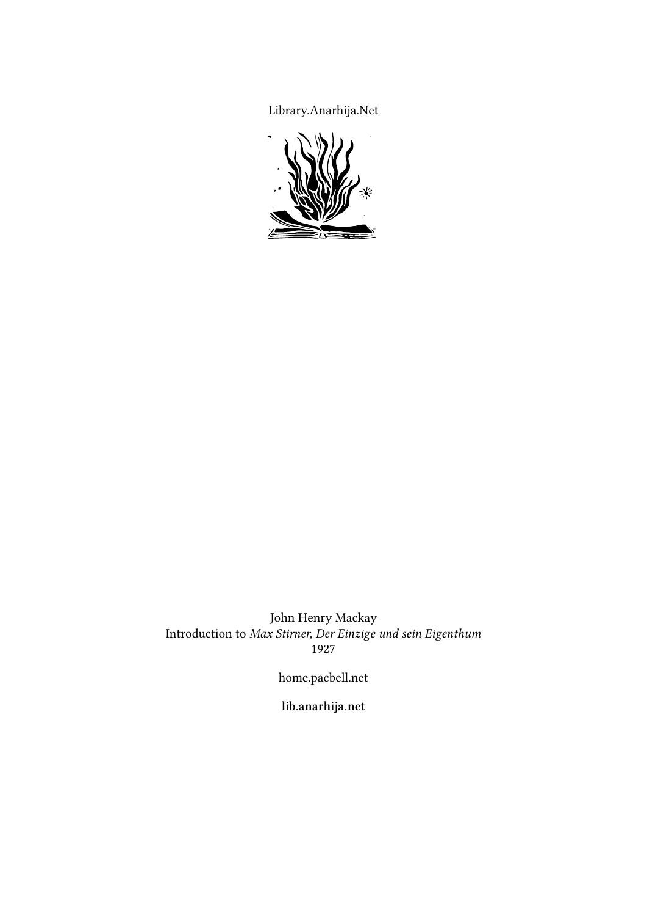Library.Anarhija.Net

John Henry Mackay
Introduction to *Max Stirner, Der Einzige und sein Eigenthum*
1927

home.pacbell.net

**lib.anarhija.net**